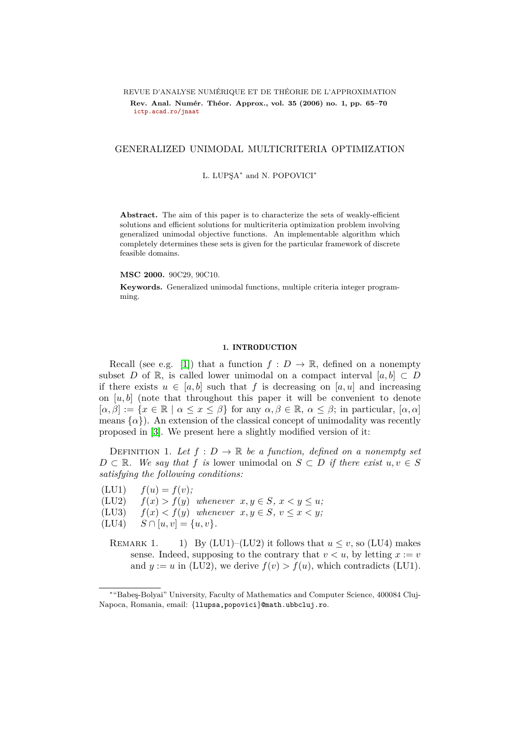REVUE D'ANALYSE NUMÉRIQUE ET DE THÉORIE DE L'APPROXIMATION

**Rev. Anal. Numér. Théor. Approx., vol. 35 (2006) no. 1, pp. 65–70**
ictp.acad.ro/jnaat

# GENERALIZED UNIMODAL MULTICRITERIA OPTIMIZATION

L. LUPŞA* and N. POPOVICI*

**Abstract.** The aim of this paper is to characterize the sets of weakly-efficient solutions and efficient solutions for multicriteria optimization problem involving generalized unimodal objective functions. An implementable algorithm which completely determines these sets is given for the particular framework of discrete feasible domains.

**MSC 2000.** 90C29, 90C10.

**Keywords.** Generalized unimodal functions, multiple criteria integer programming.

## 1. INTRODUCTION

Recall (see e.g. [1]) that a function $f : D \to \mathbb{R}$, defined on a nonempty subset $D$ of $\mathbb{R}$, is called lower unimodal on a compact interval $[a, b] \subset D$ if there exists $u \in [a, b]$ such that $f$ is decreasing on $[a, u]$ and increasing on $[u, b]$ (note that throughout this paper it will be convenient to denote $[\alpha, \beta] := \{x \in \mathbb{R} \mid \alpha \leq x \leq \beta\}$ for any $\alpha, \beta \in \mathbb{R}$, $\alpha \leq \beta$; in particular, $[\alpha, \alpha]$ means $\{\alpha\}$). An extension of the classical concept of unimodality was recently proposed in [3]. We present here a slightly modified version of it:

Definition 1. *Let $f : D \to \mathbb{R}$ be a function, defined on a nonempty set $D \subset \mathbb{R}$. We say that $f$ is* lower unimodal on $S \subset D$ *if there exist $u, v \in S$ satisfying the following conditions:*

(LU1) $f(u) = f(v)$;
(LU2) $f(x) > f(y)$ *whenever* $x, y \in S$, $x < y \leq u$;
(LU3) $f(x) < f(y)$ *whenever* $x, y \in S$, $v \leq x < y$;
(LU4) $S \cap [u, v] = \{u, v\}$.

Remark 1. 1) By (LU1)–(LU2) it follows that $u \leq v$, so (LU4) makes sense. Indeed, supposing to the contrary that $v < u$, by letting $x := v$ and $y := u$ in (LU2), we derive $f(v) > f(u)$, which contradicts (LU1).

*"Babeş-Bolyai" University, Faculty of Mathematics and Computer Science, 400084 Cluj-Napoca, Romania, email: {llupsa,popovici}@math.ubbcluj.ro.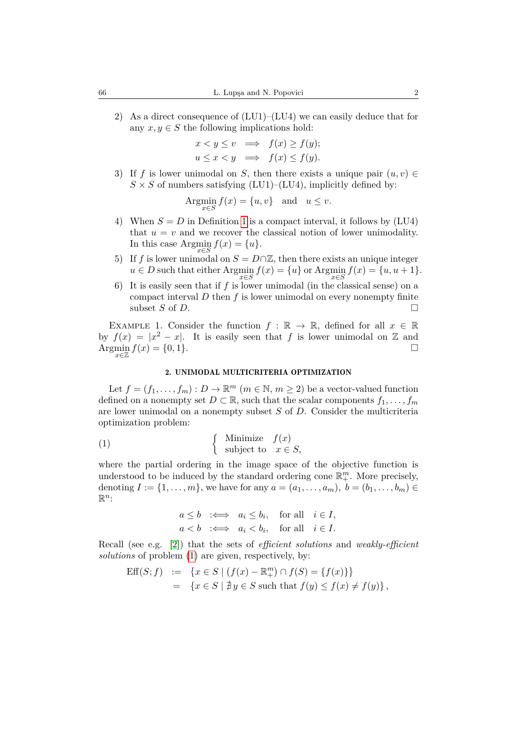2) As a direct consequence of (LU1)–(LU4) we can easily deduce that for any $x, y \in S$ the following implications hold:

$$x < y \leq v \implies f(x) \geq f(y);$$
$$u \leq x < y \implies f(x) \leq f(y).$$

3) If $f$ is lower unimodal on $S$, then there exists a unique pair $(u, v) \in S \times S$ of numbers satisfying (LU1)–(LU4), implicitly defined by:

$$\operatorname*{Argmin}_{x \in S} f(x) = \{u, v\} \quad \text{and} \quad u \leq v.$$

4) When $S = D$ in Definition 1 is a compact interval, it follows by (LU4) that $u = v$ and we recover the classical notion of lower unimodality. In this case $\operatorname*{Argmin}_{x \in S} f(x) = \{u\}$.

5) If $f$ is lower unimodal on $S = D \cap \mathbb{Z}$, then there exists an unique integer $u \in D$ such that either $\operatorname*{Argmin}_{x \in S} f(x) = \{u\}$ or $\operatorname*{Argmin}_{x \in S} f(x) = \{u, u+1\}$.

6) It is easily seen that if $f$ is lower unimodal (in the classical sense) on a compact interval $D$ then $f$ is lower unimodal on every nonempty finite subset $S$ of $D$. □

Example 1. Consider the function $f : \mathbb{R} \to \mathbb{R}$, defined for all $x \in \mathbb{R}$ by $f(x) = |x^2 - x|$. It is easily seen that $f$ is lower unimodal on $\mathbb{Z}$ and $\operatorname*{Argmin}_{x \in \mathbb{Z}} f(x) = \{0, 1\}$. □

## 2. UNIMODAL MULTICRITERIA OPTIMIZATION

Let $f = (f_1, \dots, f_m) : D \to \mathbb{R}^m$ ($m \in \mathbb{N}$, $m \geq 2$) be a vector-valued function defined on a nonempty set $D \subset \mathbb{R}$, such that the scalar components $f_1, \dots, f_m$ are lower unimodal on a nonempty subset $S$ of $D$. Consider the multicriteria optimization problem:

$$(1) \qquad \begin{cases} \text{Minimize} & f(x) \\ \text{subject to} & x \in S, \end{cases}$$

where the partial ordering in the image space of the objective function is understood to be induced by the standard ordering cone $\mathbb{R}^m_+$. More precisely, denoting $I := \{1, \dots, m\}$, we have for any $a = (a_1, \dots, a_m)$, $b = (b_1, \dots, b_m) \in \mathbb{R}^n$:

$$a \leq b \quad :\Longleftrightarrow \quad a_i \leq b_i, \quad \text{for all} \quad i \in I,$$
$$a < b \quad :\Longleftrightarrow \quad a_i < b_i, \quad \text{for all} \quad i \in I.$$

Recall (see e.g. [2]) that the sets of *efficient solutions* and *weakly-efficient solutions* of problem (1) are given, respectively, by:

$$\begin{aligned} \operatorname{Eff}(S; f) &:= \{x \in S \mid (f(x) - \mathbb{R}^m_+) \cap f(S) = \{f(x)\}\} \\ &= \{x \in S \mid \nexists\, y \in S \text{ such that } f(y) \leq f(x) \neq f(y)\}, \end{aligned}$$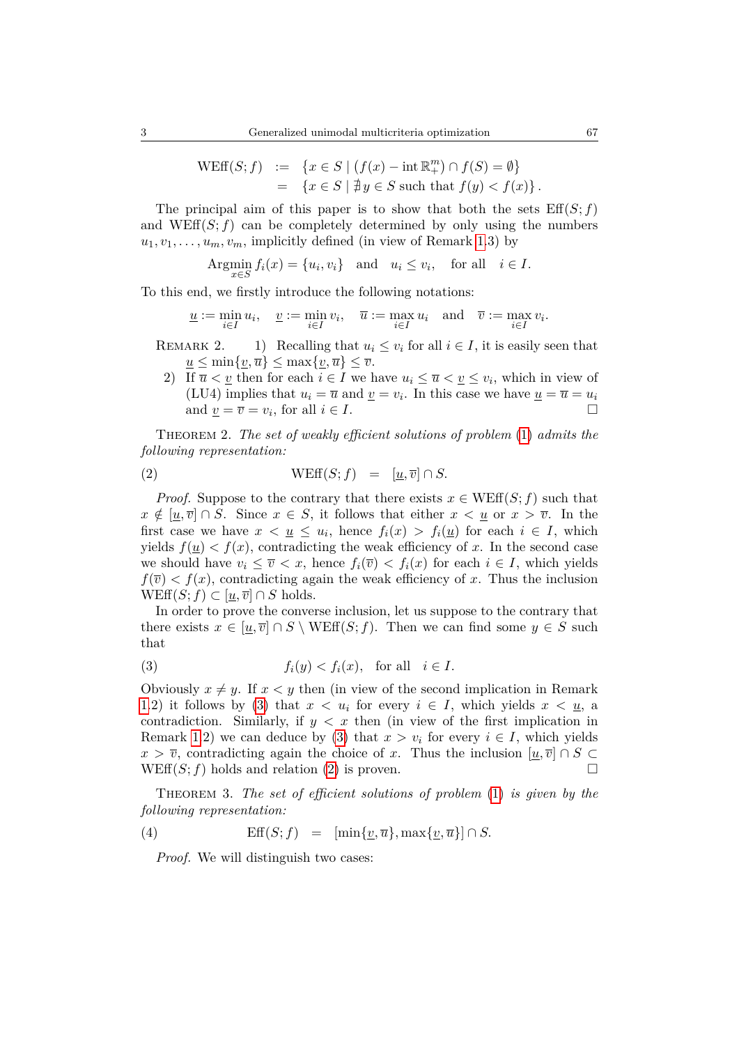$$
\begin{aligned}
\mathrm{WEff}(S;f) &:= \{x \in S \mid (f(x) - \operatorname{int}\mathbb{R}^m_+) \cap f(S) = \emptyset\} \\
&= \{x \in S \mid \nexists y \in S \text{ such that } f(y) < f(x)\}.
\end{aligned}
$$

The principal aim of this paper is to show that both the sets $\mathrm{Eff}(S;f)$ and $\mathrm{WEff}(S;f)$ can be completely determined by only using the numbers $u_1, v_1, \ldots, u_m, v_m$, implicitly defined (in view of Remark 1.3) by

$$
\operatorname*{Argmin}_{x \in S} f_i(x) = \{u_i, v_i\} \quad \text{and} \quad u_i \le v_i, \quad \text{for all} \quad i \in I.
$$

To this end, we firstly introduce the following notations:

$$
\underline{u} := \min_{i \in I} u_i, \quad \underline{v} := \min_{i \in I} v_i, \quad \overline{u} := \max_{i \in I} u_i \quad \text{and} \quad \overline{v} := \max_{i \in I} v_i.
$$

Remark 2. 1) Recalling that $u_i \le v_i$ for all $i \in I$, it is easily seen that $\underline{u} \le \min\{\underline{v}, \overline{u}\} \le \max\{\underline{v}, \overline{u}\} \le \overline{v}$.

2) If $\overline{u} < \underline{v}$ then for each $i \in I$ we have $u_i \le \overline{u} < \underline{v} \le v_i$, which in view of (LU4) implies that $u_i = \overline{u}$ and $\underline{v} = v_i$. In this case we have $\underline{u} = \overline{u} = u_i$ and $\underline{v} = \overline{v} = v_i$, for all $i \in I$. □

Theorem 2. *The set of weakly efficient solutions of problem (1) admits the following representation:*

$$
\mathrm{WEff}(S;f) \quad = \quad [\underline{u}, \overline{v}] \cap S. \tag{2}
$$

*Proof.* Suppose to the contrary that there exists $x \in \mathrm{WEff}(S;f)$ such that $x \notin [\underline{u}, \overline{v}] \cap S$. Since $x \in S$, it follows that either $x < \underline{u}$ or $x > \overline{v}$. In the first case we have $x < \underline{u} \le u_i$, hence $f_i(x) > f_i(\underline{u})$ for each $i \in I$, which yields $f(\underline{u}) < f(x)$, contradicting the weak efficiency of $x$. In the second case we should have $v_i \le \overline{v} < x$, hence $f_i(\overline{v}) < f_i(x)$ for each $i \in I$, which yields $f(\overline{v}) < f(x)$, contradicting again the weak efficiency of $x$. Thus the inclusion $\mathrm{WEff}(S;f) \subset [\underline{u}, \overline{v}] \cap S$ holds.

In order to prove the converse inclusion, let us suppose to the contrary that there exists $x \in [\underline{u}, \overline{v}] \cap S \setminus \mathrm{WEff}(S;f)$. Then we can find some $y \in S$ such that

$$
f_i(y) < f_i(x), \quad \text{for all} \quad i \in I. \tag{3}
$$

Obviously $x \ne y$. If $x < y$ then (in view of the second implication in Remark 1.2) it follows by (3) that $x < u_i$ for every $i \in I$, which yields $x < \underline{u}$, a contradiction. Similarly, if $y < x$ then (in view of the first implication in Remark 1.2) we can deduce by (3) that $x > v_i$ for every $i \in I$, which yields $x > \overline{v}$, contradicting again the choice of $x$. Thus the inclusion $[\underline{u}, \overline{v}] \cap S \subset \mathrm{WEff}(S;f)$ holds and relation (2) is proven. □

Theorem 3. *The set of efficient solutions of problem (1) is given by the following representation:*

$$
\mathrm{Eff}(S;f) \quad = \quad [\min\{\underline{v}, \overline{u}\}, \max\{\underline{v}, \overline{u}\}] \cap S. \tag{4}
$$

*Proof.* We will distinguish two cases: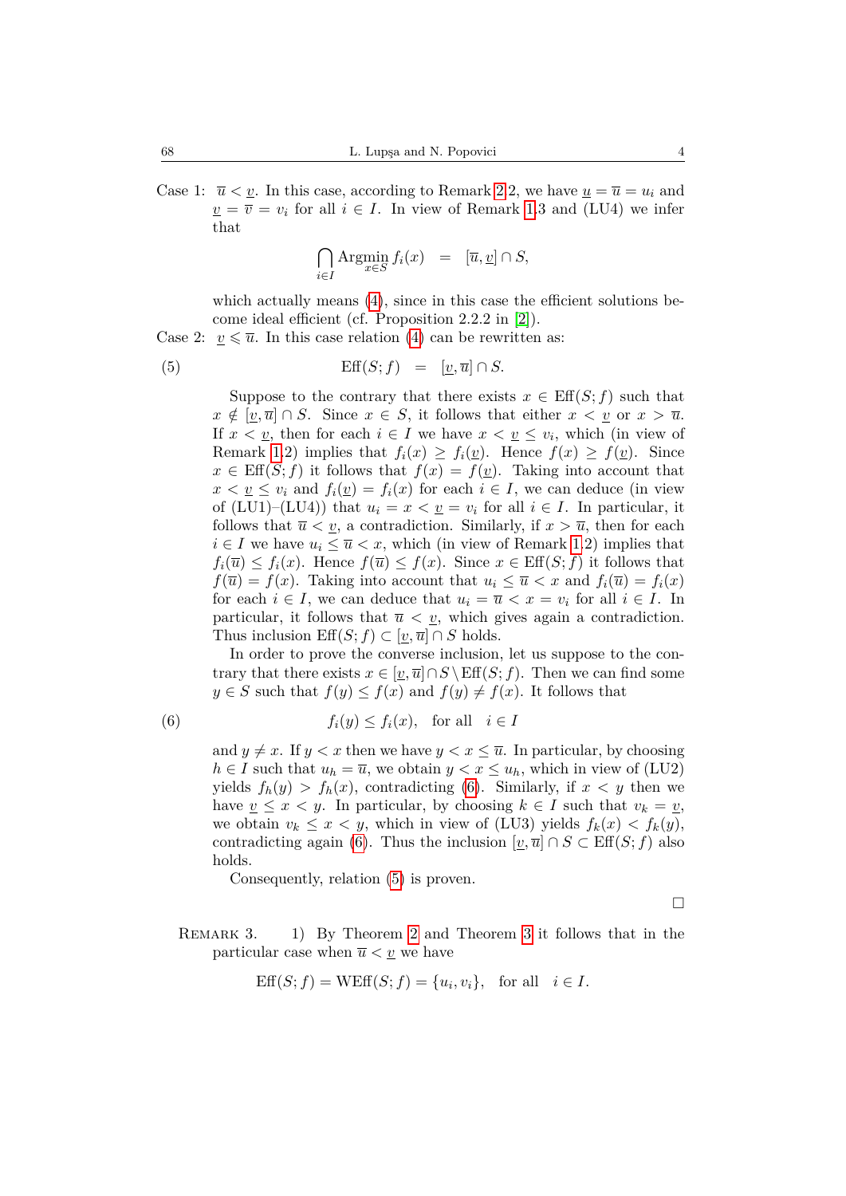Case 1: $\overline{u} < \underline{v}$. In this case, according to Remark 2.2, we have $\underline{u} = \overline{u} = u_i$ and $\underline{v} = \overline{v} = v_i$ for all $i \in I$. In view of Remark 1.3 and (LU4) we infer that

$$\bigcap_{i \in I} \operatorname*{Argmin}_{x \in S} f_i(x) \quad = \quad [\overline{u}, \underline{v}] \cap S,$$

which actually means (4), since in this case the efficient solutions become ideal efficient (cf. Proposition 2.2.2 in [2]).

Case 2: $\underline{v} \leqslant \overline{u}$. In this case relation (4) can be rewritten as:

$$\mathrm{Eff}(S; f) \quad = \quad [\underline{v}, \overline{u}] \cap S. \tag{5}$$

Suppose to the contrary that there exists $x \in \mathrm{Eff}(S; f)$ such that $x \notin [\underline{v}, \overline{u}] \cap S$. Since $x \in S$, it follows that either $x < \underline{v}$ or $x > \overline{u}$. If $x < \underline{v}$, then for each $i \in I$ we have $x < \underline{v} \leq v_i$, which (in view of Remark 1.2) implies that $f_i(x) \geq f_i(\underline{v})$. Hence $f(x) \geq f(\underline{v})$. Since $x \in \mathrm{Eff}(S; f)$ it follows that $f(x) = f(\underline{v})$. Taking into account that $x < \underline{v} \leq v_i$ and $f_i(\underline{v}) = f_i(x)$ for each $i \in I$, we can deduce (in view of (LU1)–(LU4)) that $u_i = x < \underline{v} = v_i$ for all $i \in I$. In particular, it follows that $\overline{u} < \underline{v}$, a contradiction. Similarly, if $x > \overline{u}$, then for each $i \in I$ we have $u_i \leq \overline{u} < x$, which (in view of Remark 1.2) implies that $f_i(\overline{u}) \leq f_i(x)$. Hence $f(\overline{u}) \leq f(x)$. Since $x \in \mathrm{Eff}(S; f)$ it follows that $f(\overline{u}) = f(x)$. Taking into account that $u_i \leq \overline{u} < x$ and $f_i(\overline{u}) = f_i(x)$ for each $i \in I$, we can deduce that $u_i = \overline{u} < x = v_i$ for all $i \in I$. In particular, it follows that $\overline{u} < \underline{v}$, which gives again a contradiction. Thus inclusion $\mathrm{Eff}(S; f) \subset [\underline{v}, \overline{u}] \cap S$ holds.

In order to prove the converse inclusion, let us suppose to the contrary that there exists $x \in [\underline{v}, \overline{u}] \cap S \setminus \mathrm{Eff}(S; f)$. Then we can find some $y \in S$ such that $f(y) \leq f(x)$ and $f(y) \neq f(x)$. It follows that

$$f_i(y) \leq f_i(x), \quad \text{for all} \quad i \in I \tag{6}$$

and $y \neq x$. If $y < x$ then we have $y < x \leq \overline{u}$. In particular, by choosing $h \in I$ such that $u_h = \overline{u}$, we obtain $y < x \leq u_h$, which in view of (LU2) yields $f_h(y) > f_h(x)$, contradicting (6). Similarly, if $x < y$ then we have $\underline{v} \leq x < y$. In particular, by choosing $k \in I$ such that $v_k = \underline{v}$, we obtain $v_k \leq x < y$, which in view of (LU3) yields $f_k(x) < f_k(y)$, contradicting again (6). Thus the inclusion $[\underline{v}, \overline{u}] \cap S \subset \mathrm{Eff}(S; f)$ also holds.

Consequently, relation (5) is proven.

□

Remark 3. 1) By Theorem 2 and Theorem 3 it follows that in the particular case when $\overline{u} < \underline{v}$ we have

$$\mathrm{Eff}(S; f) = \mathrm{WEff}(S; f) = \{u_i, v_i\}, \quad \text{for all} \quad i \in I.$$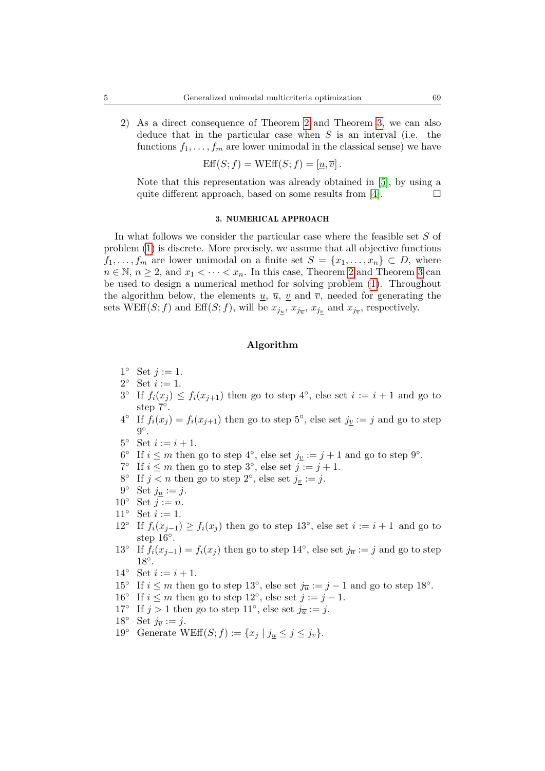2) As a direct consequence of Theorem 2 and Theorem 3, we can also deduce that in the particular case when $S$ is an interval (i.e. the functions $f_1, \ldots, f_m$ are lower unimodal in the classical sense) we have

$$\mathrm{Eff}(S; f) = \mathrm{WEff}(S; f) = [\underline{u}, \overline{v}]\,.$$

Note that this representation was already obtained in [5], by using a quite different approach, based on some results from [4]. □

## 3. NUMERICAL APPROACH

In what follows we consider the particular case where the feasible set $S$ of problem (1) is discrete. More precisely, we assume that all objective functions $f_1, \ldots, f_m$ are lower unimodal on a finite set $S = \{x_1, \ldots, x_n\} \subset D$, where $n \in \mathbb{N}$, $n \geq 2$, and $x_1 < \cdots < x_n$. In this case, Theorem 2 and Theorem 3 can be used to design a numerical method for solving problem (1). Throughout the algorithm below, the elements $\underline{u}$, $\overline{u}$, $\underline{v}$ and $\overline{v}$, needed for generating the sets $\mathrm{WEff}(S; f)$ and $\mathrm{Eff}(S; f)$, will be $x_{j_{\underline{u}}}$, $x_{j_{\overline{u}}}$, $x_{j_{\underline{v}}}$ and $x_{j_{\overline{v}}}$, respectively.

### Algorithm

1° Set $j := 1$.
2° Set $i := 1$.
3° If $f_i(x_j) \leq f_i(x_{j+1})$ then go to step 4°, else set $i := i + 1$ and go to step 7°.
4° If $f_i(x_j) = f_i(x_{j+1})$ then go to step 5°, else set $j_{\underline{v}} := j$ and go to step 9°.
5° Set $i := i + 1$.
6° If $i \leq m$ then go to step 4°, else set $j_{\underline{v}} := j + 1$ and go to step 9°.
7° If $i \leq m$ then go to step 3°, else set $j := j + 1$.
8° If $j < n$ then go to step 2°, else set $j_{\underline{v}} := j$.
9° Set $j_{\underline{u}} := j$.
10° Set $j := n$.
11° Set $i := 1$.
12° If $f_i(x_{j-1}) \geq f_i(x_j)$ then go to step 13°, else set $i := i + 1$ and go to step 16°.
13° If $f_i(x_{j-1}) = f_i(x_j)$ then go to step 14°, else set $j_{\overline{u}} := j$ and go to step 18°.
14° Set $i := i + 1$.
15° If $i \leq m$ then go to step 13°, else set $j_{\overline{u}} := j - 1$ and go to step 18°.
16° If $i \leq m$ then go to step 12°, else set $j := j - 1$.
17° If $j > 1$ then go to step 11°, else set $j_{\overline{u}} := j$.
18° Set $j_{\overline{v}} := j$.
19° Generate $\mathrm{WEff}(S; f) := \{x_j \mid j_{\underline{u}} \leq j \leq j_{\overline{v}}\}$.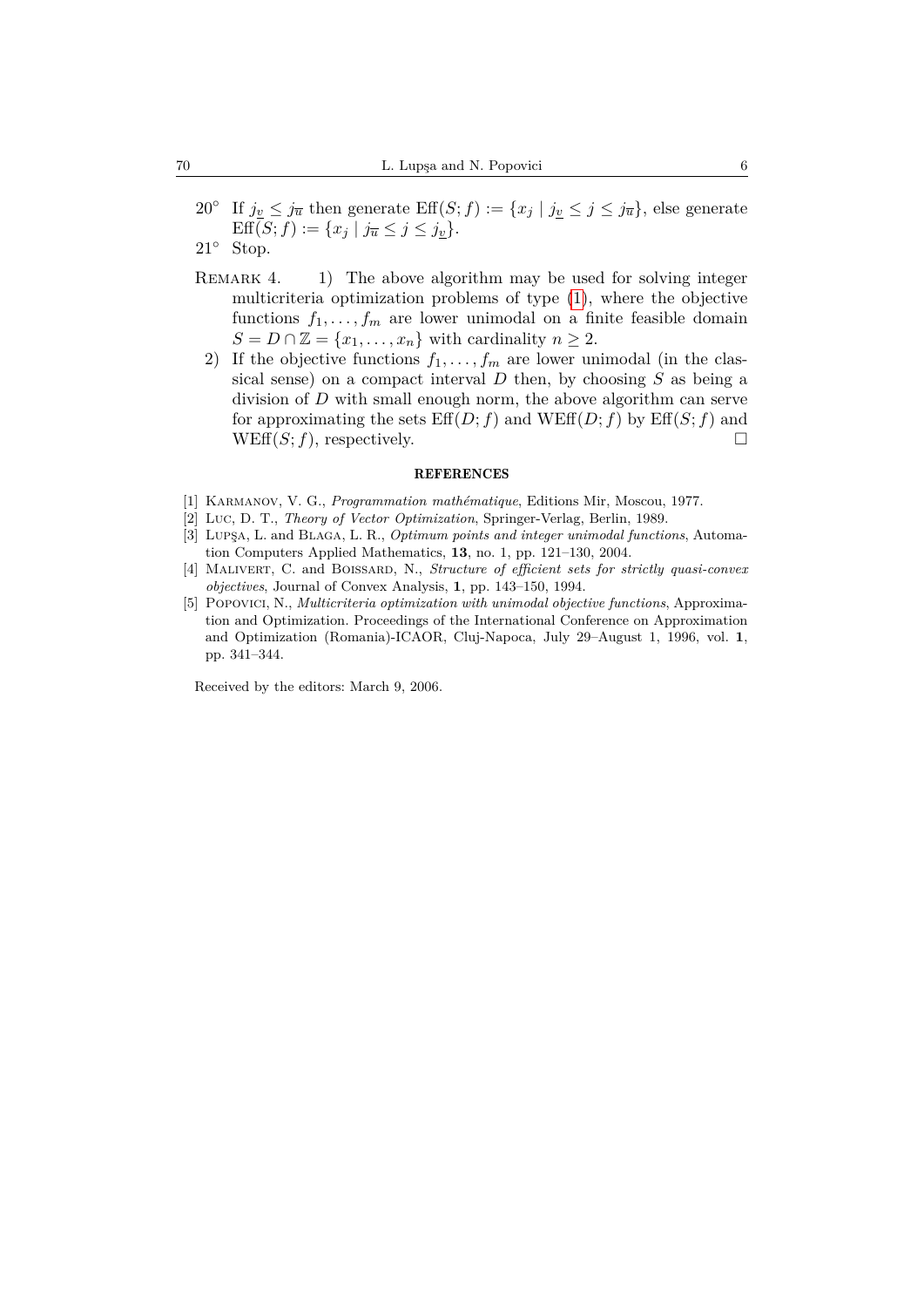20° If $j_{\underline{v}} \leq j_{\overline{u}}$ then generate $\mathrm{Eff}(S;f) := \{x_j \mid j_{\underline{v}} \leq j \leq j_{\overline{u}}\}$, else generate $\mathrm{Eff}(S;f) := \{x_j \mid j_{\overline{u}} \leq j \leq j_{\underline{v}}\}$.

21° Stop.

REMARK 4. 1) The above algorithm may be used for solving integer multicriteria optimization problems of type (1), where the objective functions $f_1, \ldots, f_m$ are lower unimodal on a finite feasible domain $S = D \cap \mathbb{Z} = \{x_1, \ldots, x_n\}$ with cardinality $n \geq 2$.

2) If the objective functions $f_1, \ldots, f_m$ are lower unimodal (in the classical sense) on a compact interval $D$ then, by choosing $S$ as being a division of $D$ with small enough norm, the above algorithm can serve for approximating the sets $\mathrm{Eff}(D;f)$ and $\mathrm{WEff}(D;f)$ by $\mathrm{Eff}(S;f)$ and $\mathrm{WEff}(S;f)$, respectively. □

## REFERENCES

[1] Karmanov, V. G., *Programmation mathématique*, Editions Mir, Moscou, 1977.

[2] Luc, D. T., *Theory of Vector Optimization*, Springer-Verlag, Berlin, 1989.

[3] Lupşa, L. and Blaga, L. R., *Optimum points and integer unimodal functions*, Automation Computers Applied Mathematics, **13**, no. 1, pp. 121–130, 2004.

[4] Malivert, C. and Boissard, N., *Structure of efficient sets for strictly quasi-convex objectives*, Journal of Convex Analysis, **1**, pp. 143–150, 1994.

[5] Popovici, N., *Multicriteria optimization with unimodal objective functions*, Approximation and Optimization. Proceedings of the International Conference on Approximation and Optimization (Romania)-ICAOR, Cluj-Napoca, July 29–August 1, 1996, vol. **1**, pp. 341–344.

Received by the editors: March 9, 2006.